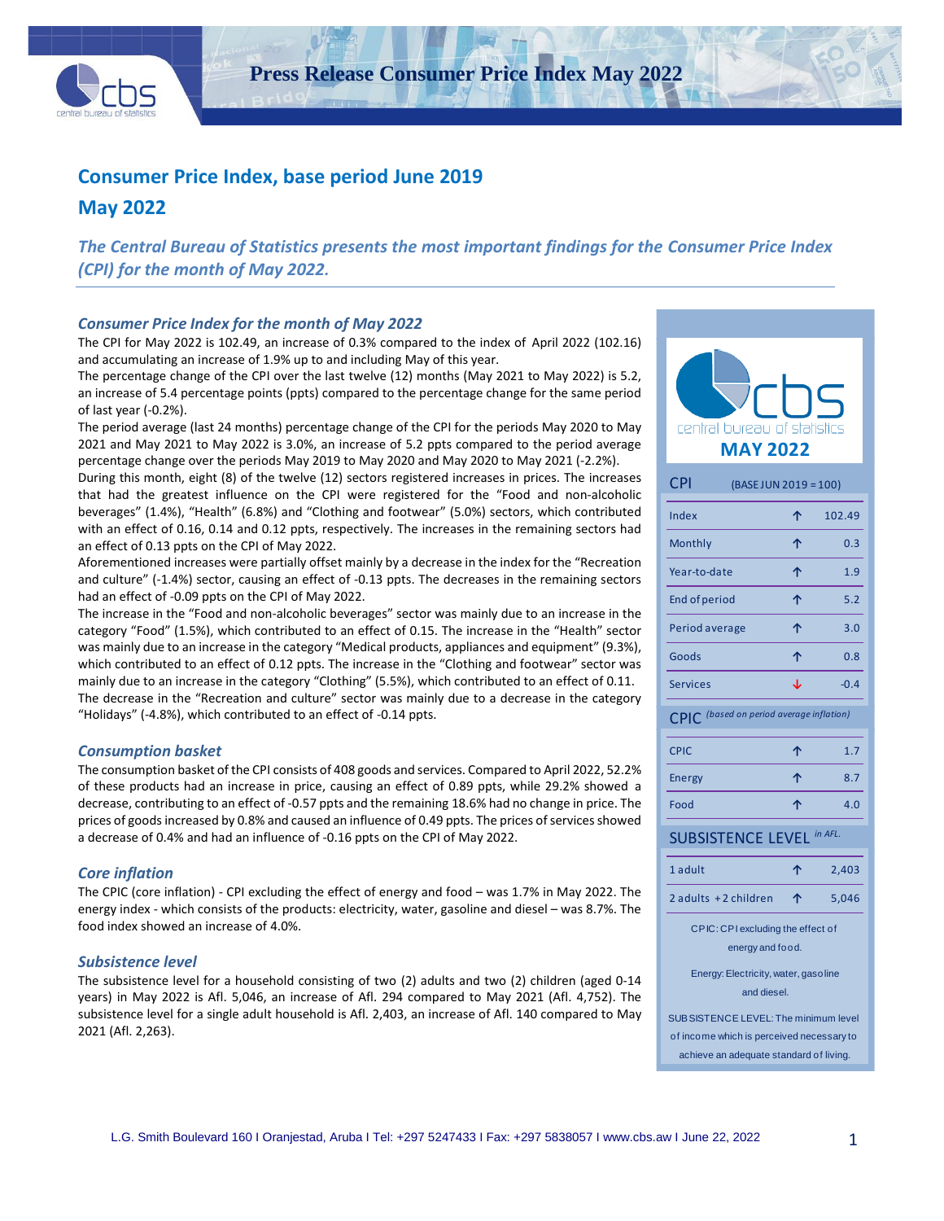# Press Release Consumer Price Index May 2022

## Consumer Price Index, base period June 2019

## May 2022

***The Central Bureau of Statistics presents the most important findings for the Consumer Price Index (CPI) for the month of May 2022.***

### *Consumer Price Index for the month of May 2022*

The CPI for May 2022 is 102.49, an increase of 0.3% compared to the index of April 2022 (102.16) and accumulating an increase of 1.9% up to and including May of this year.

The percentage change of the CPI over the last twelve (12) months (May 2021 to May 2022) is 5.2, an increase of 5.4 percentage points (ppts) compared to the percentage change for the same period of last year (-0.2%).

The period average (last 24 months) percentage change of the CPI for the periods May 2020 to May 2021 and May 2021 to May 2022 is 3.0%, an increase of 5.2 ppts compared to the period average percentage change over the periods May 2019 to May 2020 and May 2020 to May 2021 (-2.2%).

During this month, eight (8) of the twelve (12) sectors registered increases in prices. The increases that had the greatest influence on the CPI were registered for the "Food and non-alcoholic beverages" (1.4%), "Health" (6.8%) and "Clothing and footwear" (5.0%) sectors, which contributed with an effect of 0.16, 0.14 and 0.12 ppts, respectively. The increases in the remaining sectors had an effect of 0.13 ppts on the CPI of May 2022.

Aforementioned increases were partially offset mainly by a decrease in the index for the "Recreation and culture" (-1.4%) sector, causing an effect of -0.13 ppts. The decreases in the remaining sectors had an effect of -0.09 ppts on the CPI of May 2022.

The increase in the "Food and non-alcoholic beverages" sector was mainly due to an increase in the category "Food" (1.5%), which contributed to an effect of 0.15. The increase in the "Health" sector was mainly due to an increase in the category "Medical products, appliances and equipment" (9.3%), which contributed to an effect of 0.12 ppts. The increase in the "Clothing and footwear" sector was mainly due to an increase in the category "Clothing" (5.5%), which contributed to an effect of 0.11.

The decrease in the "Recreation and culture" sector was mainly due to a decrease in the category "Holidays" (-4.8%), which contributed to an effect of -0.14 ppts.

### *Consumption basket*

The consumption basket of the CPI consists of 408 goods and services. Compared to April 2022, 52.2% of these products had an increase in price, causing an effect of 0.89 ppts, while 29.2% showed a decrease, contributing to an effect of -0.57 ppts and the remaining 18.6% had no change in price. The prices of goods increased by 0.8% and caused an influence of 0.49 ppts. The prices of services showed a decrease of 0.4% and had an influence of -0.16 ppts on the CPI of May 2022.

### *Core inflation*

The CPIC (core inflation) - CPI excluding the effect of energy and food – was 1.7% in May 2022. The energy index - which consists of the products: electricity, water, gasoline and diesel – was 8.7%. The food index showed an increase of 4.0%.

### *Subsistence level*

The subsistence level for a household consisting of two (2) adults and two (2) children (aged 0-14 years) in May 2022 is Afl. 5,046, an increase of Afl. 294 compared to May 2021 (Afl. 4,752). The subsistence level for a single adult household is Afl. 2,403, an increase of Afl. 140 compared to May 2021 (Afl. 2,263).

---

**MAY 2022**

| CPI (BASE JUN 2019 = 100) | | |
|---|---|---|
| Index | ↑ | 102.49 |
| Monthly | ↑ | 0.3 |
| Year-to-date | ↑ | 1.9 |
| End of period | ↑ | 5.2 |
| Period average | ↑ | 3.0 |
| Goods | ↑ | 0.8 |
| Services | ↓ | -0.4 |

| CPIC *(based on period average inflation)* | | |
|---|---|---|
| CPIC | ↑ | 1.7 |
| Energy | ↑ | 8.7 |
| Food | ↑ | 4.0 |

| SUBSISTENCE LEVEL *in AFL.* | | |
|---|---|---|
| 1 adult | ↑ | 2,403 |
| 2 adults + 2 children | ↑ | 5,046 |

CPIC: CPI excluding the effect of energy and food.

Energy: Electricity, water, gasoline and diesel.

SUBSISTENCE LEVEL: The minimum level of income which is perceived necessary to achieve an adequate standard of living.

L.G. Smith Boulevard 160 I Oranjestad, Aruba I Tel: +297 5247433 I Fax: +297 5838057 I www.cbs.aw I June 22, 2022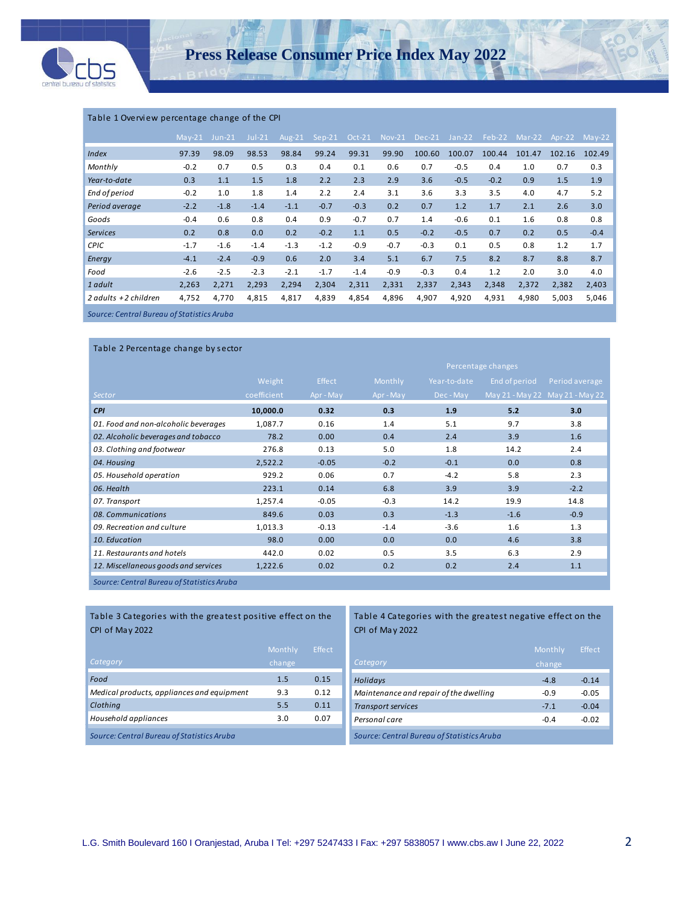# Press Release Consumer Price Index May 2022

Table 1 Overview percentage change of the CPI

| | May-21 | Jun-21 | Jul-21 | Aug-21 | Sep-21 | Oct-21 | Nov-21 | Dec-21 | Jan-22 | Feb-22 | Mar-22 | Apr-22 | May-22 |
|---|---|---|---|---|---|---|---|---|---|---|---|---|---|
| *Index* | 97.39 | 98.09 | 98.53 | 98.84 | 99.24 | 99.31 | 99.90 | 100.60 | 100.07 | 100.44 | 101.47 | 102.16 | 102.49 |
| *Monthly* | -0.2 | 0.7 | 0.5 | 0.3 | 0.4 | 0.1 | 0.6 | 0.7 | -0.5 | 0.4 | 1.0 | 0.7 | 0.3 |
| *Year-to-date* | 0.3 | 1.1 | 1.5 | 1.8 | 2.2 | 2.3 | 2.9 | 3.6 | -0.5 | -0.2 | 0.9 | 1.5 | 1.9 |
| *End of period* | -0.2 | 1.0 | 1.8 | 1.4 | 2.2 | 2.4 | 3.1 | 3.6 | 3.3 | 3.5 | 4.0 | 4.7 | 5.2 |
| *Period average* | -2.2 | -1.8 | -1.4 | -1.1 | -0.7 | -0.3 | 0.2 | 0.7 | 1.2 | 1.7 | 2.1 | 2.6 | 3.0 |
| *Goods* | -0.4 | 0.6 | 0.8 | 0.4 | 0.9 | -0.7 | 0.7 | 1.4 | -0.6 | 0.1 | 1.6 | 0.8 | 0.8 |
| *Services* | 0.2 | 0.8 | 0.0 | 0.2 | -0.2 | 1.1 | 0.5 | -0.2 | -0.5 | 0.7 | 0.2 | 0.5 | -0.4 |
| *CPIC* | -1.7 | -1.6 | -1.4 | -1.3 | -1.2 | -0.9 | -0.7 | -0.3 | 0.1 | 0.5 | 0.8 | 1.2 | 1.7 |
| *Energy* | -4.1 | -2.4 | -0.9 | 0.6 | 2.0 | 3.4 | 5.1 | 6.7 | 7.5 | 8.2 | 8.7 | 8.8 | 8.7 |
| *Food* | -2.6 | -2.5 | -2.3 | -2.1 | -1.7 | -1.4 | -0.9 | -0.3 | 0.4 | 1.2 | 2.0 | 3.0 | 4.0 |
| *1 adult* | 2,263 | 2,271 | 2,293 | 2,294 | 2,304 | 2,311 | 2,331 | 2,337 | 2,343 | 2,348 | 2,372 | 2,382 | 2,403 |
| *2 adults + 2 children* | 4,752 | 4,770 | 4,815 | 4,817 | 4,839 | 4,854 | 4,896 | 4,907 | 4,920 | 4,931 | 4,980 | 5,003 | 5,046 |

*Source: Central Bureau of Statistics Aruba*

Table 2 Percentage change by sector

| | | | Percentage changes | | | |
|---|---|---|---|---|---|---|
| | Weight | Effect | Monthly | Year-to-date | End of period | Period average |
| *Sector* | coefficient | Apr - May | Apr - May | Dec - May | May 21 - May 22 | May 21 - May 22 |
| ***CPI*** | **10,000.0** | **0.32** | **0.3** | **1.9** | **5.2** | **3.0** |
| *01. Food and non-alcoholic beverages* | 1,087.7 | 0.16 | 1.4 | 5.1 | 9.7 | 3.8 |
| *02. Alcoholic beverages and tobacco* | 78.2 | 0.00 | 0.4 | 2.4 | 3.9 | 1.6 |
| *03. Clothing and footwear* | 276.8 | 0.13 | 5.0 | 1.8 | 14.2 | 2.4 |
| *04. Housing* | 2,522.2 | -0.05 | -0.2 | -0.1 | 0.0 | 0.8 |
| *05. Household operation* | 929.2 | 0.06 | 0.7 | -4.2 | 5.8 | 2.3 |
| *06. Health* | 223.1 | 0.14 | 6.8 | 3.9 | 3.9 | -2.2 |
| *07. Transport* | 1,257.4 | -0.05 | -0.3 | 14.2 | 19.9 | 14.8 |
| *08. Communications* | 849.6 | 0.03 | 0.3 | -1.3 | -1.6 | -0.9 |
| *09. Recreation and culture* | 1,013.3 | -0.13 | -1.4 | -3.6 | 1.6 | 1.3 |
| *10. Education* | 98.0 | 0.00 | 0.0 | 0.0 | 4.6 | 3.8 |
| *11. Restaurants and hotels* | 442.0 | 0.02 | 0.5 | 3.5 | 6.3 | 2.9 |
| *12. Miscellaneous goods and services* | 1,222.6 | 0.02 | 0.2 | 0.2 | 2.4 | 1.1 |

*Source: Central Bureau of Statistics Aruba*

Table 3 Categories with the greatest positive effect on the CPI of May 2022

| *Category* | Monthly change | Effect |
|---|---|---|
| *Food* | 1.5 | 0.15 |
| *Medical products, appliances and equipment* | 9.3 | 0.12 |
| *Clothing* | 5.5 | 0.11 |
| *Household appliances* | 3.0 | 0.07 |

*Source: Central Bureau of Statistics Aruba*

Table 4 Categories with the greatest negative effect on the CPI of May 2022

| *Category* | Monthly change | Effect |
|---|---|---|
| *Holidays* | -4.8 | -0.14 |
| *Maintenance and repair of the dwelling* | -0.9 | -0.05 |
| *Transport services* | -7.1 | -0.04 |
| *Personal care* | -0.4 | -0.02 |

*Source: Central Bureau of Statistics Aruba*

L.G. Smith Boulevard 160 I Oranjestad, Aruba I Tel: +297 5247433 I Fax: +297 5838057 I www.cbs.aw I June 22, 2022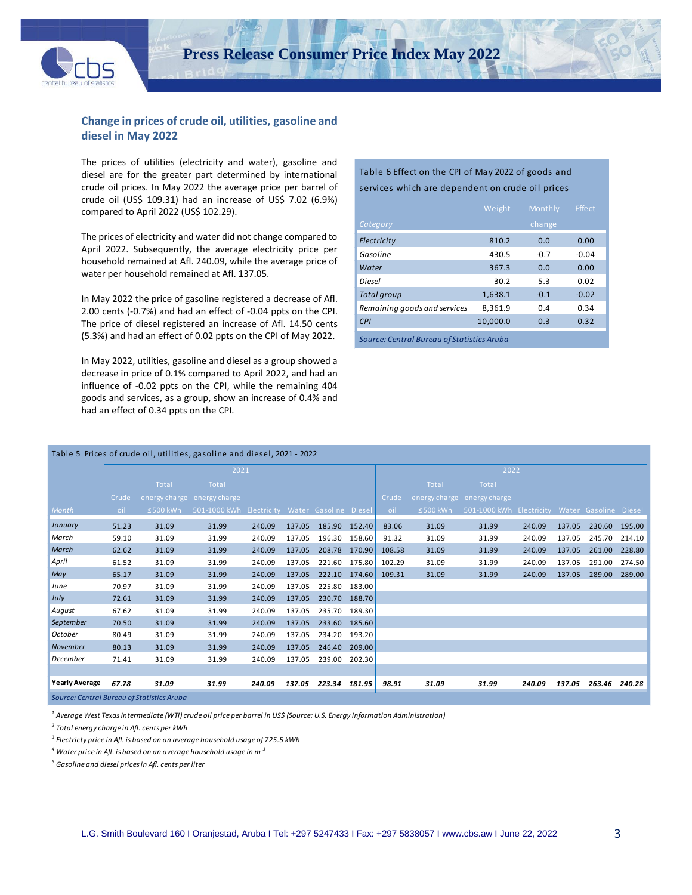## Change in prices of crude oil, utilities, gasoline and diesel in May 2022

The prices of utilities (electricity and water), gasoline and diesel are for the greater part determined by international crude oil prices. In May 2022 the average price per barrel of crude oil (US$ 109.31) had an increase of US$ 7.02 (6.9%) compared to April 2022 (US$ 102.29).

The prices of electricity and water did not change compared to April 2022. Subsequently, the average electricity price per household remained at Afl. 240.09, while the average price of water per household remained at Afl. 137.05.

In May 2022 the price of gasoline registered a decrease of Afl. 2.00 cents (-0.7%) and had an effect of -0.04 ppts on the CPI. The price of diesel registered an increase of Afl. 14.50 cents (5.3%) and had an effect of 0.02 ppts on the CPI of May 2022.

In May 2022, utilities, gasoline and diesel as a group showed a decrease in price of 0.1% compared to April 2022, and had an influence of -0.02 ppts on the CPI, while the remaining 404 goods and services, as a group, show an increase of 0.4% and had an effect of 0.34 ppts on the CPI.

Table 6 Effect on the CPI of May 2022 of goods and services which are dependent on crude oil prices

| Category | Weight | Monthly change | Effect |
|---|---|---|---|
| *Electricity* | 810.2 | 0.0 | 0.00 |
| *Gasoline* | 430.5 | -0.7 | -0.04 |
| *Water* | 367.3 | 0.0 | 0.00 |
| *Diesel* | 30.2 | 5.3 | 0.02 |
| *Total group* | 1,638.1 | -0.1 | -0.02 |
| *Remaining goods and services* | 8,361.9 | 0.4 | 0.34 |
| *CPI* | 10,000.0 | 0.3 | 0.32 |

*Source: Central Bureau of Statistics Aruba*

Table 5 Prices of crude oil, utilities, gasoline and diesel, 2021 - 2022

| | 2021 | | | | | | | 2022 | | | | | | |
|---|---|---|---|---|---|---|---|---|---|---|---|---|---|---|
| Month | Crude oil | Total energy charge ≤500 kWh | Total energy charge 501-1000 kWh | Electricity | Water | Gasoline | Diesel | Crude oil | Total energy charge ≤500 kWh | Total energy charge 501-1000 kWh | Electricity | Water | Gasoline | Diesel |
| *January* | 51.23 | 31.09 | 31.99 | 240.09 | 137.05 | 185.90 | 152.40 | 83.06 | 31.09 | 31.99 | 240.09 | 137.05 | 230.60 | 195.00 |
| *March* | 59.10 | 31.09 | 31.99 | 240.09 | 137.05 | 196.30 | 158.60 | 91.32 | 31.09 | 31.99 | 240.09 | 137.05 | 245.70 | 214.10 |
| *March* | 62.62 | 31.09 | 31.99 | 240.09 | 137.05 | 208.78 | 170.90 | 108.58 | 31.09 | 31.99 | 240.09 | 137.05 | 261.00 | 228.80 |
| *April* | 61.52 | 31.09 | 31.99 | 240.09 | 137.05 | 221.60 | 175.80 | 102.29 | 31.09 | 31.99 | 240.09 | 137.05 | 291.00 | 274.50 |
| *May* | 65.17 | 31.09 | 31.99 | 240.09 | 137.05 | 222.10 | 174.60 | 109.31 | 31.09 | 31.99 | 240.09 | 137.05 | 289.00 | 289.00 |
| *June* | 70.97 | 31.09 | 31.99 | 240.09 | 137.05 | 225.80 | 183.00 | | | | | | | |
| *July* | 72.61 | 31.09 | 31.99 | 240.09 | 137.05 | 230.70 | 188.70 | | | | | | | |
| *August* | 67.62 | 31.09 | 31.99 | 240.09 | 137.05 | 235.70 | 189.30 | | | | | | | |
| *September* | 70.50 | 31.09 | 31.99 | 240.09 | 137.05 | 233.60 | 185.60 | | | | | | | |
| *October* | 80.49 | 31.09 | 31.99 | 240.09 | 137.05 | 234.20 | 193.20 | | | | | | | |
| *November* | 80.13 | 31.09 | 31.99 | 240.09 | 137.05 | 246.40 | 209.00 | | | | | | | |
| *December* | 71.41 | 31.09 | 31.99 | 240.09 | 137.05 | 239.00 | 202.30 | | | | | | | |
| **Yearly Average** | ***67.78*** | ***31.09*** | ***31.99*** | ***240.09*** | ***137.05*** | ***223.34*** | ***181.95*** | ***98.91*** | ***31.09*** | ***31.99*** | ***240.09*** | ***137.05*** | ***263.46*** | ***240.28*** |

*Source: Central Bureau of Statistics Aruba*

[1] *Average West Texas Intermediate (WTI) crude oil price per barrel in US$ (Source: U.S. Energy Information Administration)*

[2] *Total energy charge in Afl. cents per kWh*

[3] *Electricty price in Afl. is based on an average household usage of 725.5 kWh*

[4] *Water price in Afl. is based on an average household usage in $m^3$*

[5] *Gasoline and diesel prices in Afl. cents per liter*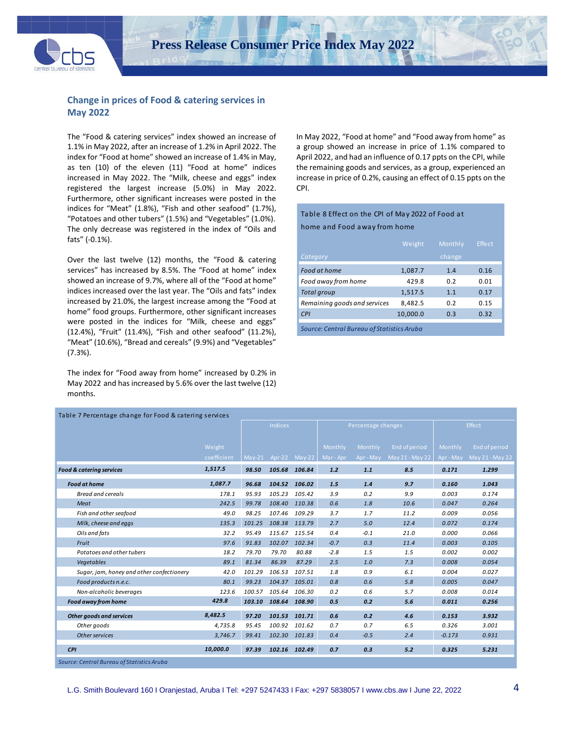## Change in prices of Food & catering services in May 2022

The "Food & catering services" index showed an increase of 1.1% in May 2022, after an increase of 1.2% in April 2022. The index for "Food at home" showed an increase of 1.4% in May, as ten (10) of the eleven (11) "Food at home" indices increased in May 2022. The "Milk, cheese and eggs" index registered the largest increase (5.0%) in May 2022. Furthermore, other significant increases were posted in the indices for "Meat" (1.8%), "Fish and other seafood" (1.7%), "Potatoes and other tubers" (1.5%) and "Vegetables" (1.0%). The only decrease was registered in the index of "Oils and fats" (-0.1%).

Over the last twelve (12) months, the "Food & catering services" has increased by 8.5%. The "Food at home" index showed an increase of 9.7%, where all of the "Food at home" indices increased over the last year. The "Oils and fats" index increased by 21.0%, the largest increase among the "Food at home" food groups. Furthermore, other significant increases were posted in the indices for "Milk, cheese and eggs" (12.4%), "Fruit" (11.4%), "Fish and other seafood" (11.2%), "Meat" (10.6%), "Bread and cereals" (9.9%) and "Vegetables" (7.3%).

The index for "Food away from home" increased by 0.2% in May 2022 and has increased by 5.6% over the last twelve (12) months.

In May 2022, "Food at home" and "Food away from home" as a group showed an increase in price of 1.1% compared to April 2022, and had an influence of 0.17 ppts on the CPI, while the remaining goods and services, as a group, experienced an increase in price of 0.2%, causing an effect of 0.15 ppts on the CPI.

Table 8 Effect on the CPI of May 2022 of Food at home and Food away from home

| Category | Weight | Monthly change | Effect |
|---|---|---|---|
| *Food at home* | 1,087.7 | 1.4 | 0.16 |
| *Food away from home* | 429.8 | 0.2 | 0.01 |
| *Total group* | 1,517.5 | 1.1 | 0.17 |
| *Remaining goods and services* | 8,482.5 | 0.2 | 0.15 |
| *CPI* | 10,000.0 | 0.3 | 0.32 |

*Source: Central Bureau of Statistics Aruba*

Table 7 Percentage change for Food & catering services

| | Weight coefficient | Indices | | | Percentage changes | | | Effect | |
|---|---|---|---|---|---|---|---|---|---|
| | | May-21 | Apr-22 | May-22 | Monthly Mar - Apr | Monthly Apr - May | End of period May 21 - May 22 | Monthly Apr - May | End of period May 21 - May 22 |
| ***Food & catering services*** | **1,517.5** | **98.50** | **105.68** | **106.84** | **1.2** | **1.1** | **8.5** | **0.171** | **1.299** |
| ***Food at home*** | **1,087.7** | **96.68** | **104.52** | **106.02** | **1.5** | **1.4** | **9.7** | **0.160** | **1.043** |
| *Bread and cereals* | 178.1 | 95.93 | 105.23 | 105.42 | 3.9 | 0.2 | 9.9 | 0.003 | 0.174 |
| *Meat* | 242.5 | 99.78 | 108.40 | 110.38 | 0.6 | 1.8 | 10.6 | 0.047 | 0.264 |
| *Fish and other seafood* | 49.0 | 98.25 | 107.46 | 109.29 | 3.7 | 1.7 | 11.2 | 0.009 | 0.056 |
| *Milk, cheese and eggs* | 135.3 | 101.25 | 108.38 | 113.79 | 2.7 | 5.0 | 12.4 | 0.072 | 0.174 |
| *Oils and fats* | 32.2 | 95.49 | 115.67 | 115.54 | 0.4 | -0.1 | 21.0 | 0.000 | 0.066 |
| *Fruit* | 97.6 | 91.83 | 102.07 | 102.34 | -0.7 | 0.3 | 11.4 | 0.003 | 0.105 |
| *Potatoes and other tubers* | 18.2 | 79.70 | 79.70 | 80.88 | -2.8 | 1.5 | 1.5 | 0.002 | 0.002 |
| *Vegetables* | 89.1 | 81.34 | 86.39 | 87.29 | 2.5 | 1.0 | 7.3 | 0.008 | 0.054 |
| *Sugar, jam, honey and other confectionery* | 42.0 | 101.29 | 106.53 | 107.51 | 1.8 | 0.9 | 6.1 | 0.004 | 0.027 |
| *Food products n.e.c.* | 80.1 | 99.23 | 104.37 | 105.01 | 0.8 | 0.6 | 5.8 | 0.005 | 0.047 |
| *Non-alcoholic beverages* | 123.6 | 100.57 | 105.64 | 106.30 | 0.2 | 0.6 | 5.7 | 0.008 | 0.014 |
| ***Food away from home*** | **429.8** | **103.10** | **108.64** | **108.90** | **0.5** | **0.2** | **5.6** | **0.011** | **0.256** |
| ***Other goods and services*** | **8,482.5** | **97.20** | **101.53** | **101.71** | **0.6** | **0.2** | **4.6** | **0.153** | **3.932** |
| *Other goods* | 4,735.8 | 95.45 | 100.92 | 101.62 | 0.7 | 0.7 | 6.5 | 0.326 | 3.001 |
| *Other services* | 3,746.7 | 99.41 | 102.30 | 101.83 | 0.4 | -0.5 | 2.4 | -0.173 | 0.931 |
| ***CPI*** | **10,000.0** | **97.39** | **102.16** | **102.49** | **0.7** | **0.3** | **5.2** | **0.325** | **5.231** |

*Source: Central Bureau of Statistics Aruba*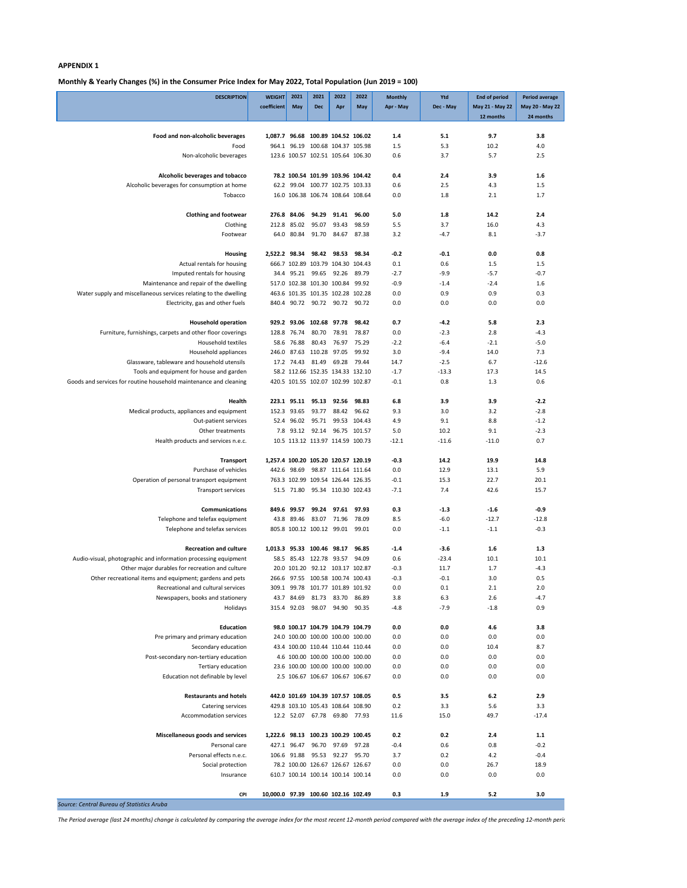**APPENDIX 1**

**Monthly & Yearly Changes (%) in the Consumer Price Index for May 2022, Total Population (Jun 2019 = 100)**

| DESCRIPTION | WEIGHT coefficient | 2021 May | 2021 Dec | 2022 Apr | 2022 May | Monthly Apr - May | Ytd Dec - May | End of period May 21 - May 22 12 months | Period average May 20 - May 22 24 months |
|---|---|---|---|---|---|---|---|---|---|
| **Food and non-alcoholic beverages** | **1,087.7** | **96.68** | **100.89** | **104.52** | **106.02** | **1.4** | **5.1** | **9.7** | **3.8** |
| Food | 964.1 | 96.19 | 100.68 | 104.37 | 105.98 | 1.5 | 5.3 | 10.2 | 4.0 |
| Non-alcoholic beverages | 123.6 | 100.57 | 102.51 | 105.64 | 106.30 | 0.6 | 3.7 | 5.7 | 2.5 |
| **Alcoholic beverages and tobacco** | **78.2** | **100.54** | **101.99** | **103.96** | **104.42** | **0.4** | **2.4** | **3.9** | **1.6** |
| Alcoholic beverages for consumption at home | 62.2 | 99.04 | 100.77 | 102.75 | 103.33 | 0.6 | 2.5 | 4.3 | 1.5 |
| Tobacco | 16.0 | 106.38 | 106.74 | 108.64 | 108.64 | 0.0 | 1.8 | 2.1 | 1.7 |
| **Clothing and footwear** | **276.8** | **84.06** | **94.29** | **91.41** | **96.00** | **5.0** | **1.8** | **14.2** | **2.4** |
| Clothing | 212.8 | 85.02 | 95.07 | 93.43 | 98.59 | 5.5 | 3.7 | 16.0 | 4.3 |
| Footwear | 64.0 | 80.84 | 91.70 | 84.67 | 87.38 | 3.2 | -4.7 | 8.1 | -3.7 |
| **Housing** | **2,522.2** | **98.34** | **98.42** | **98.53** | **98.34** | **-0.2** | **-0.1** | **0.0** | **0.8** |
| Actual rentals for housing | 666.7 | 102.89 | 103.79 | 104.30 | 104.43 | 0.1 | 0.6 | 1.5 | 1.5 |
| Imputed rentals for housing | 34.4 | 95.21 | 99.65 | 92.26 | 89.79 | -2.7 | -9.9 | -5.7 | -0.7 |
| Maintenance and repair of the dwelling | 517.0 | 102.38 | 101.30 | 100.84 | 99.92 | -0.9 | -1.4 | -2.4 | 1.6 |
| Water supply and miscellaneous services relating to the dwelling | 463.6 | 101.35 | 101.35 | 102.28 | 102.28 | 0.0 | 0.9 | 0.9 | 0.3 |
| Electricity, gas and other fuels | 840.4 | 90.72 | 90.72 | 90.72 | 90.72 | 0.0 | 0.0 | 0.0 | 0.0 |
| **Household operation** | **929.2** | **93.06** | **102.68** | **97.78** | **98.42** | **0.7** | **-4.2** | **5.8** | **2.3** |
| Furniture, furnishings, carpets and other floor coverings | 128.8 | 76.74 | 80.70 | 78.91 | 78.87 | 0.0 | -2.3 | 2.8 | -4.3 |
| Household textiles | 58.6 | 76.88 | 80.43 | 76.97 | 75.29 | -2.2 | -6.4 | -2.1 | -5.0 |
| Household appliances | 246.0 | 87.63 | 110.28 | 97.05 | 99.92 | 3.0 | -9.4 | 14.0 | 7.3 |
| Glassware, tableware and household utensils | 17.2 | 74.43 | 81.49 | 69.28 | 79.44 | 14.7 | -2.5 | 6.7 | -12.6 |
| Tools and equipment for house and garden | 58.2 | 112.66 | 152.35 | 134.33 | 132.10 | -1.7 | -13.3 | 17.3 | 14.5 |
| Goods and services for routine household maintenance and cleaning | 420.5 | 101.55 | 102.07 | 102.99 | 102.87 | -0.1 | 0.8 | 1.3 | 0.6 |
| **Health** | **223.1** | **95.11** | **95.13** | **92.56** | **98.83** | **6.8** | **3.9** | **3.9** | **-2.2** |
| Medical products, appliances and equipment | 152.3 | 93.65 | 93.77 | 88.42 | 96.62 | 9.3 | 3.0 | 3.2 | -2.8 |
| Out-patient services | 52.4 | 96.02 | 95.71 | 99.53 | 104.43 | 4.9 | 9.1 | 8.8 | -1.2 |
| Other treatments | 7.8 | 93.12 | 92.14 | 96.75 | 101.57 | 5.0 | 10.2 | 9.1 | -2.3 |
| Health products and services n.e.c. | 10.5 | 113.12 | 113.97 | 114.59 | 100.73 | -12.1 | -11.6 | -11.0 | 0.7 |
| **Transport** | **1,257.4** | **100.20** | **105.20** | **120.57** | **120.19** | **-0.3** | **14.2** | **19.9** | **14.8** |
| Purchase of vehicles | 442.6 | 98.69 | 98.87 | 111.64 | 111.64 | 0.0 | 12.9 | 13.1 | 5.9 |
| Operation of personal transport equipment | 763.3 | 102.99 | 109.54 | 126.44 | 126.35 | -0.1 | 15.3 | 22.7 | 20.1 |
| Transport services | 51.5 | 71.80 | 95.34 | 110.30 | 102.43 | -7.1 | 7.4 | 42.6 | 15.7 |
| **Communications** | **849.6** | **99.57** | **99.24** | **97.61** | **97.93** | **0.3** | **-1.3** | **-1.6** | **-0.9** |
| Telephone and telefax equipment | 43.8 | 89.46 | 83.07 | 71.96 | 78.09 | 8.5 | -6.0 | -12.7 | -12.8 |
| Telephone and telefax services | 805.8 | 100.12 | 100.12 | 99.01 | 99.01 | 0.0 | -1.1 | -1.1 | -0.3 |
| **Recreation and culture** | **1,013.3** | **95.33** | **100.46** | **98.17** | **96.85** | **-1.4** | **-3.6** | **1.6** | **1.3** |
| Audio-visual, photographic and information processing equipment | 58.5 | 85.43 | 122.78 | 93.57 | 94.09 | 0.6 | -23.4 | 10.1 | 10.1 |
| Other major durables for recreation and culture | 20.0 | 101.20 | 92.12 | 103.17 | 102.87 | -0.3 | 11.7 | 1.7 | -4.3 |
| Other recreational items and equipment; gardens and pets | 266.6 | 97.55 | 100.58 | 100.74 | 100.43 | -0.3 | -0.1 | 3.0 | 0.5 |
| Recreational and cultural services | 309.1 | 99.78 | 101.77 | 101.89 | 101.92 | 0.0 | 0.1 | 2.1 | 2.0 |
| Newspapers, books and stationery | 43.7 | 84.69 | 81.73 | 83.70 | 86.89 | 3.8 | 6.3 | 2.6 | -4.7 |
| Holidays | 315.4 | 92.03 | 98.07 | 94.90 | 90.35 | -4.8 | -7.9 | -1.8 | 0.9 |
| **Education** | **98.0** | **100.17** | **104.79** | **104.79** | **104.79** | **0.0** | **0.0** | **4.6** | **3.8** |
| Pre primary and primary education | 24.0 | 100.00 | 100.00 | 100.00 | 100.00 | 0.0 | 0.0 | 0.0 | 0.0 |
| Secondary education | 43.4 | 100.00 | 110.44 | 110.44 | 110.44 | 0.0 | 0.0 | 10.4 | 8.7 |
| Post-secondary non-tertiary education | 4.6 | 100.00 | 100.00 | 100.00 | 100.00 | 0.0 | 0.0 | 0.0 | 0.0 |
| Tertiary education | 23.6 | 100.00 | 100.00 | 100.00 | 100.00 | 0.0 | 0.0 | 0.0 | 0.0 |
| Education not definable by level | 2.5 | 106.67 | 106.67 | 106.67 | 106.67 | 0.0 | 0.0 | 0.0 | 0.0 |
| **Restaurants and hotels** | **442.0** | **101.69** | **104.39** | **107.57** | **108.05** | **0.5** | **3.5** | **6.2** | **2.9** |
| Catering services | 429.8 | 103.10 | 105.43 | 108.64 | 108.90 | 0.2 | 3.3 | 5.6 | 3.3 |
| Accommodation services | 12.2 | 52.07 | 67.78 | 69.80 | 77.93 | 11.6 | 15.0 | 49.7 | -17.4 |
| **Miscellaneous goods and services** | **1,222.6** | **98.13** | **100.23** | **100.29** | **100.45** | **0.2** | **0.2** | **2.4** | **1.1** |
| Personal care | 427.1 | 96.47 | 96.70 | 97.69 | 97.28 | -0.4 | 0.6 | 0.8 | -0.2 |
| Personal effects n.e.c. | 106.6 | 91.88 | 95.53 | 92.27 | 95.70 | 3.7 | 0.2 | 4.2 | -0.4 |
| Social protection | 78.2 | 100.00 | 126.67 | 126.67 | 126.67 | 0.0 | 0.0 | 26.7 | 18.9 |
| Insurance | 610.7 | 100.14 | 100.14 | 100.14 | 100.14 | 0.0 | 0.0 | 0.0 | 0.0 |
| **CPI** | **10,000.0** | **97.39** | **100.60** | **102.16** | **102.49** | **0.3** | **1.9** | **5.2** | **3.0** |

*Source: Central Bureau of Statistics Aruba*

*The Period average (last 24 months) change is calculated by comparing the average index for the most recent 12-month period compared with the average index of the preceding 12-month peric*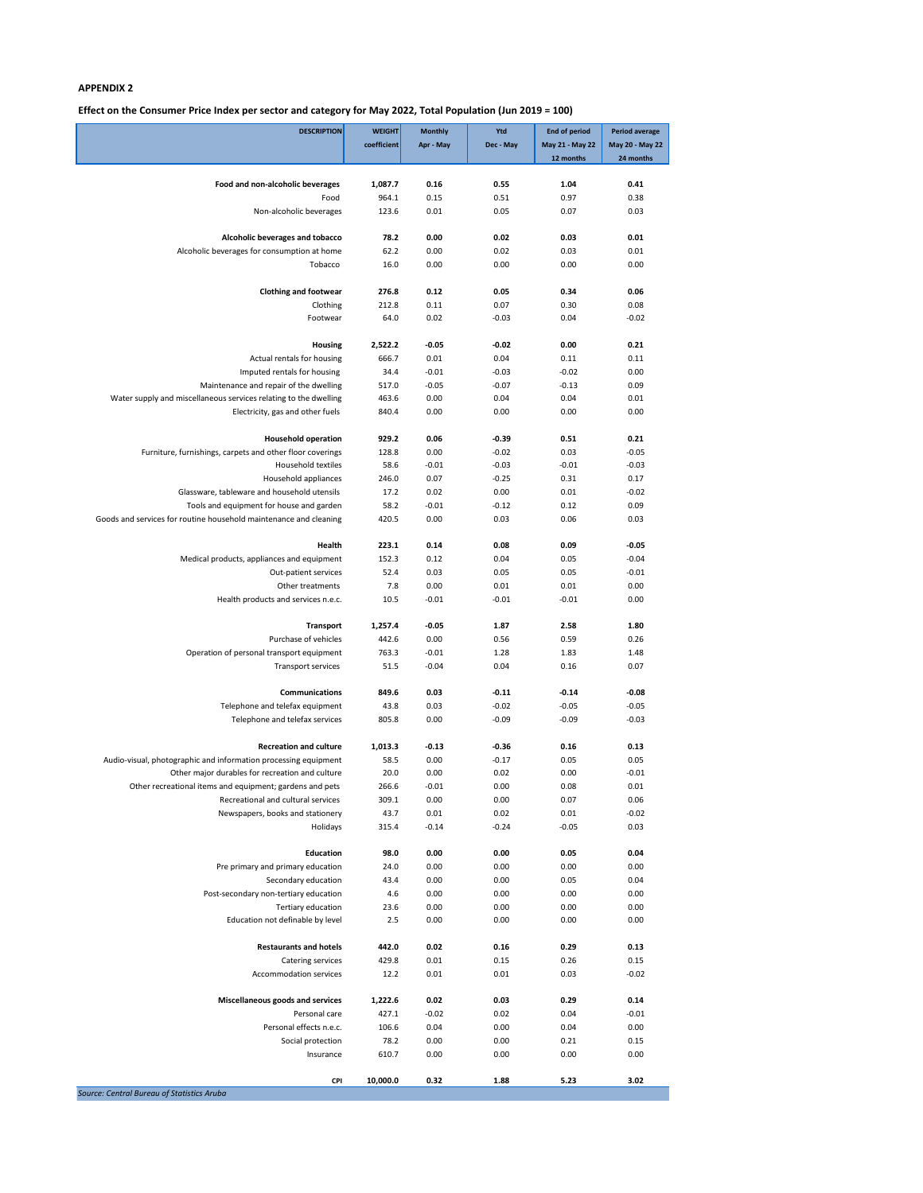**APPENDIX 2**

**Effect on the Consumer Price Index per sector and category for May 2022, Total Population (Jun 2019 = 100)**

| DESCRIPTION | WEIGHT coefficient | Monthly Apr - May | Ytd Dec - May | End of period May 21 - May 22 12 months | Period average May 20 - May 22 24 months |
|---|---|---|---|---|---|
| **Food and non-alcoholic beverages** | **1,087.7** | **0.16** | **0.55** | **1.04** | **0.41** |
| Food | 964.1 | 0.15 | 0.51 | 0.97 | 0.38 |
| Non-alcoholic beverages | 123.6 | 0.01 | 0.05 | 0.07 | 0.03 |
| **Alcoholic beverages and tobacco** | **78.2** | **0.00** | **0.02** | **0.03** | **0.01** |
| Alcoholic beverages for consumption at home | 62.2 | 0.00 | 0.02 | 0.03 | 0.01 |
| Tobacco | 16.0 | 0.00 | 0.00 | 0.00 | 0.00 |
| **Clothing and footwear** | **276.8** | **0.12** | **0.05** | **0.34** | **0.06** |
| Clothing | 212.8 | 0.11 | 0.07 | 0.30 | 0.08 |
| Footwear | 64.0 | 0.02 | -0.03 | 0.04 | -0.02 |
| **Housing** | **2,522.2** | **-0.05** | **-0.02** | **0.00** | **0.21** |
| Actual rentals for housing | 666.7 | 0.01 | 0.04 | 0.11 | 0.11 |
| Imputed rentals for housing | 34.4 | -0.01 | -0.03 | -0.02 | 0.00 |
| Maintenance and repair of the dwelling | 517.0 | -0.05 | -0.07 | -0.13 | 0.09 |
| Water supply and miscellaneous services relating to the dwelling | 463.6 | 0.00 | 0.04 | 0.04 | 0.01 |
| Electricity, gas and other fuels | 840.4 | 0.00 | 0.00 | 0.00 | 0.00 |
| **Household operation** | **929.2** | **0.06** | **-0.39** | **0.51** | **0.21** |
| Furniture, furnishings, carpets and other floor coverings | 128.8 | 0.00 | -0.02 | 0.03 | -0.05 |
| Household textiles | 58.6 | -0.01 | -0.03 | -0.01 | -0.03 |
| Household appliances | 246.0 | 0.07 | -0.25 | 0.31 | 0.17 |
| Glassware, tableware and household utensils | 17.2 | 0.02 | 0.00 | 0.01 | -0.02 |
| Tools and equipment for house and garden | 58.2 | -0.01 | -0.12 | 0.12 | 0.09 |
| Goods and services for routine household maintenance and cleaning | 420.5 | 0.00 | 0.03 | 0.06 | 0.03 |
| **Health** | **223.1** | **0.14** | **0.08** | **0.09** | **-0.05** |
| Medical products, appliances and equipment | 152.3 | 0.12 | 0.04 | 0.05 | -0.04 |
| Out-patient services | 52.4 | 0.03 | 0.05 | 0.05 | -0.01 |
| Other treatments | 7.8 | 0.00 | 0.01 | 0.01 | 0.00 |
| Health products and services n.e.c. | 10.5 | -0.01 | -0.01 | -0.01 | 0.00 |
| **Transport** | **1,257.4** | **-0.05** | **1.87** | **2.58** | **1.80** |
| Purchase of vehicles | 442.6 | 0.00 | 0.56 | 0.59 | 0.26 |
| Operation of personal transport equipment | 763.3 | -0.01 | 1.28 | 1.83 | 1.48 |
| Transport services | 51.5 | -0.04 | 0.04 | 0.16 | 0.07 |
| **Communications** | **849.6** | **0.03** | **-0.11** | **-0.14** | **-0.08** |
| Telephone and telefax equipment | 43.8 | 0.03 | -0.02 | -0.05 | -0.05 |
| Telephone and telefax services | 805.8 | 0.00 | -0.09 | -0.09 | -0.03 |
| **Recreation and culture** | **1,013.3** | **-0.13** | **-0.36** | **0.16** | **0.13** |
| Audio-visual, photographic and information processing equipment | 58.5 | 0.00 | -0.17 | 0.05 | 0.05 |
| Other major durables for recreation and culture | 20.0 | 0.00 | 0.02 | 0.00 | -0.01 |
| Other recreational items and equipment; gardens and pets | 266.6 | -0.01 | 0.00 | 0.08 | 0.01 |
| Recreational and cultural services | 309.1 | 0.00 | 0.00 | 0.07 | 0.06 |
| Newspapers, books and stationery | 43.7 | 0.01 | 0.02 | 0.01 | -0.02 |
| Holidays | 315.4 | -0.14 | -0.24 | -0.05 | 0.03 |
| **Education** | **98.0** | **0.00** | **0.00** | **0.05** | **0.04** |
| Pre primary and primary education | 24.0 | 0.00 | 0.00 | 0.00 | 0.00 |
| Secondary education | 43.4 | 0.00 | 0.00 | 0.05 | 0.04 |
| Post-secondary non-tertiary education | 4.6 | 0.00 | 0.00 | 0.00 | 0.00 |
| Tertiary education | 23.6 | 0.00 | 0.00 | 0.00 | 0.00 |
| Education not definable by level | 2.5 | 0.00 | 0.00 | 0.00 | 0.00 |
| **Restaurants and hotels** | **442.0** | **0.02** | **0.16** | **0.29** | **0.13** |
| Catering services | 429.8 | 0.01 | 0.15 | 0.26 | 0.15 |
| Accommodation services | 12.2 | 0.01 | 0.01 | 0.03 | -0.02 |
| **Miscellaneous goods and services** | **1,222.6** | **0.02** | **0.03** | **0.29** | **0.14** |
| Personal care | 427.1 | -0.02 | 0.02 | 0.04 | -0.01 |
| Personal effects n.e.c. | 106.6 | 0.04 | 0.00 | 0.04 | 0.00 |
| Social protection | 78.2 | 0.00 | 0.00 | 0.21 | 0.15 |
| Insurance | 610.7 | 0.00 | 0.00 | 0.00 | 0.00 |
| **CPI** | **10,000.0** | **0.32** | **1.88** | **5.23** | **3.02** |

*Source: Central Bureau of Statistics Aruba*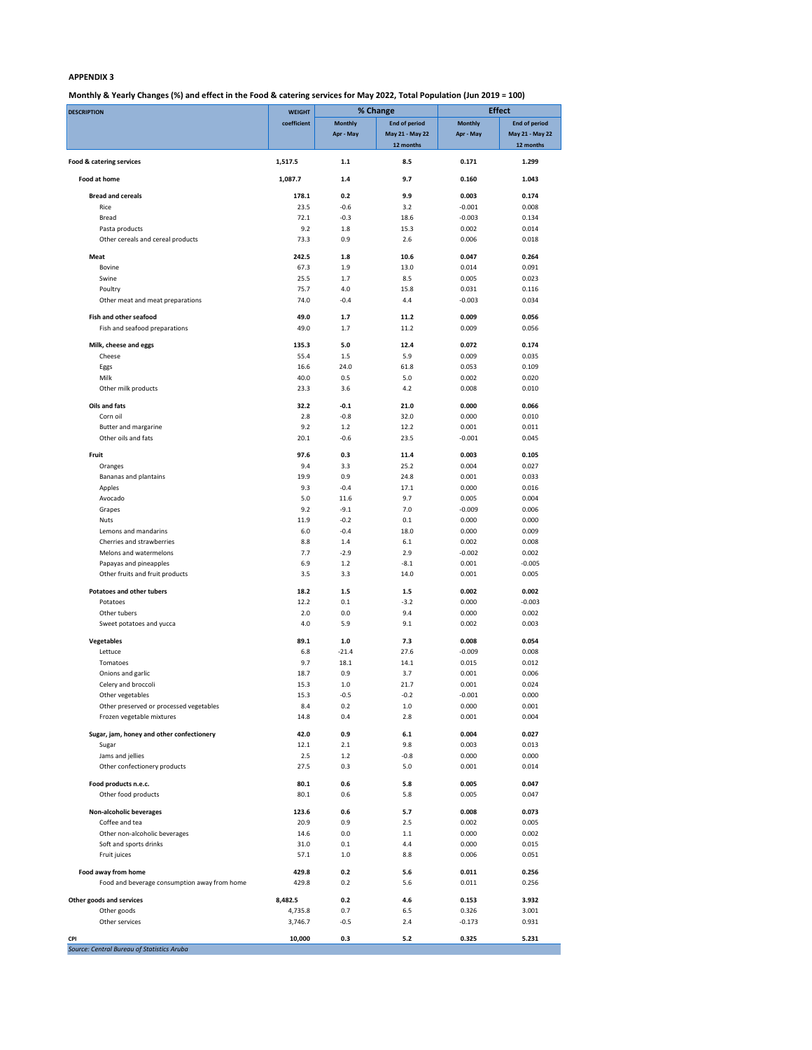**APPENDIX 3**

**Monthly & Yearly Changes (%) and effect in the Food & catering services for May 2022, Total Population (Jun 2019 = 100)**

| DESCRIPTION | WEIGHT coefficient | % Change Monthly Apr - May | % Change End of period May 21 - May 22 12 months | Effect Monthly Apr - May | Effect End of period May 21 - May 22 12 months |
|---|---|---|---|---|---|
| **Food & catering services** | **1,517.5** | **1.1** | **8.5** | **0.171** | **1.299** |
| **Food at home** | **1,087.7** | **1.4** | **9.7** | **0.160** | **1.043** |
| **Bread and cereals** | **178.1** | **0.2** | **9.9** | **0.003** | **0.174** |
| Rice | 23.5 | -0.6 | 3.2 | -0.001 | 0.008 |
| Bread | 72.1 | -0.3 | 18.6 | -0.003 | 0.134 |
| Pasta products | 9.2 | 1.8 | 15.3 | 0.002 | 0.014 |
| Other cereals and cereal products | 73.3 | 0.9 | 2.6 | 0.006 | 0.018 |
| **Meat** | **242.5** | **1.8** | **10.6** | **0.047** | **0.264** |
| Bovine | 67.3 | 1.9 | 13.0 | 0.014 | 0.091 |
| Swine | 25.5 | 1.7 | 8.5 | 0.005 | 0.023 |
| Poultry | 75.7 | 4.0 | 15.8 | 0.031 | 0.116 |
| Other meat and meat preparations | 74.0 | -0.4 | 4.4 | -0.003 | 0.034 |
| **Fish and other seafood** | **49.0** | **1.7** | **11.2** | **0.009** | **0.056** |
| Fish and seafood preparations | 49.0 | 1.7 | 11.2 | 0.009 | 0.056 |
| **Milk, cheese and eggs** | **135.3** | **5.0** | **12.4** | **0.072** | **0.174** |
| Cheese | 55.4 | 1.5 | 5.9 | 0.009 | 0.035 |
| Eggs | 16.6 | 24.0 | 61.8 | 0.053 | 0.109 |
| Milk | 40.0 | 0.5 | 5.0 | 0.002 | 0.020 |
| Other milk products | 23.3 | 3.6 | 4.2 | 0.008 | 0.010 |
| **Oils and fats** | **32.2** | **-0.1** | **21.0** | **0.000** | **0.066** |
| Corn oil | 2.8 | -0.8 | 32.0 | 0.000 | 0.010 |
| Butter and margarine | 9.2 | 1.2 | 12.2 | 0.001 | 0.011 |
| Other oils and fats | 20.1 | -0.6 | 23.5 | -0.001 | 0.045 |
| **Fruit** | **97.6** | **0.3** | **11.4** | **0.003** | **0.105** |
| Oranges | 9.4 | 3.3 | 25.2 | 0.004 | 0.027 |
| Bananas and plantains | 19.9 | 0.9 | 24.8 | 0.001 | 0.033 |
| Apples | 9.3 | -0.4 | 17.1 | 0.000 | 0.016 |
| Avocado | 5.0 | 11.6 | 9.7 | 0.005 | 0.004 |
| Grapes | 9.2 | -9.1 | 7.0 | -0.009 | 0.006 |
| Nuts | 11.9 | -0.2 | 0.1 | 0.000 | 0.000 |
| Lemons and mandarins | 6.0 | -0.4 | 18.0 | 0.000 | 0.009 |
| Cherries and strawberries | 8.8 | 1.4 | 6.1 | 0.002 | 0.008 |
| Melons and watermelons | 7.7 | -2.9 | 2.9 | -0.002 | 0.002 |
| Papayas and pineapples | 6.9 | 1.2 | -8.1 | 0.001 | -0.005 |
| Other fruits and fruit products | 3.5 | 3.3 | 14.0 | 0.001 | 0.005 |
| **Potatoes and other tubers** | **18.2** | **1.5** | **1.5** | **0.002** | **0.002** |
| Potatoes | 12.2 | 0.1 | -3.2 | 0.000 | -0.003 |
| Other tubers | 2.0 | 0.0 | 9.4 | 0.000 | 0.002 |
| Sweet potatoes and yucca | 4.0 | 5.9 | 9.1 | 0.002 | 0.003 |
| **Vegetables** | **89.1** | **1.0** | **7.3** | **0.008** | **0.054** |
| Lettuce | 6.8 | -21.4 | 27.6 | -0.009 | 0.008 |
| Tomatoes | 9.7 | 18.1 | 14.1 | 0.015 | 0.012 |
| Onions and garlic | 18.7 | 0.9 | 3.7 | 0.001 | 0.006 |
| Celery and broccoli | 15.3 | 1.0 | 21.7 | 0.001 | 0.024 |
| Other vegetables | 15.3 | -0.5 | -0.2 | -0.001 | 0.000 |
| Other preserved or processed vegetables | 8.4 | 0.2 | 1.0 | 0.000 | 0.001 |
| Frozen vegetable mixtures | 14.8 | 0.4 | 2.8 | 0.001 | 0.004 |
| **Sugar, jam, honey and other confectionery** | **42.0** | **0.9** | **6.1** | **0.004** | **0.027** |
| Sugar | 12.1 | 2.1 | 9.8 | 0.003 | 0.013 |
| Jams and jellies | 2.5 | 1.2 | -0.8 | 0.000 | 0.000 |
| Other confectionery products | 27.5 | 0.3 | 5.0 | 0.001 | 0.014 |
| **Food products n.e.c.** | **80.1** | **0.6** | **5.8** | **0.005** | **0.047** |
| Other food products | 80.1 | 0.6 | 5.8 | 0.005 | 0.047 |
| **Non-alcoholic beverages** | **123.6** | **0.6** | **5.7** | **0.008** | **0.073** |
| Coffee and tea | 20.9 | 0.9 | 2.5 | 0.002 | 0.005 |
| Other non-alcoholic beverages | 14.6 | 0.0 | 1.1 | 0.000 | 0.002 |
| Soft and sports drinks | 31.0 | 0.1 | 4.4 | 0.000 | 0.015 |
| Fruit juices | 57.1 | 1.0 | 8.8 | 0.006 | 0.051 |
| **Food away from home** | **429.8** | **0.2** | **5.6** | **0.011** | **0.256** |
| Food and beverage consumption away from home | 429.8 | 0.2 | 5.6 | 0.011 | 0.256 |
| **Other goods and services** | **8,482.5** | **0.2** | **4.6** | **0.153** | **3.932** |
| Other goods | 4,735.8 | 0.7 | 6.5 | 0.326 | 3.001 |
| Other services | 3,746.7 | -0.5 | 2.4 | -0.173 | 0.931 |
| **CPI** | **10,000** | **0.3** | **5.2** | **0.325** | **5.231** |

*Source: Central Bureau of Statistics Aruba*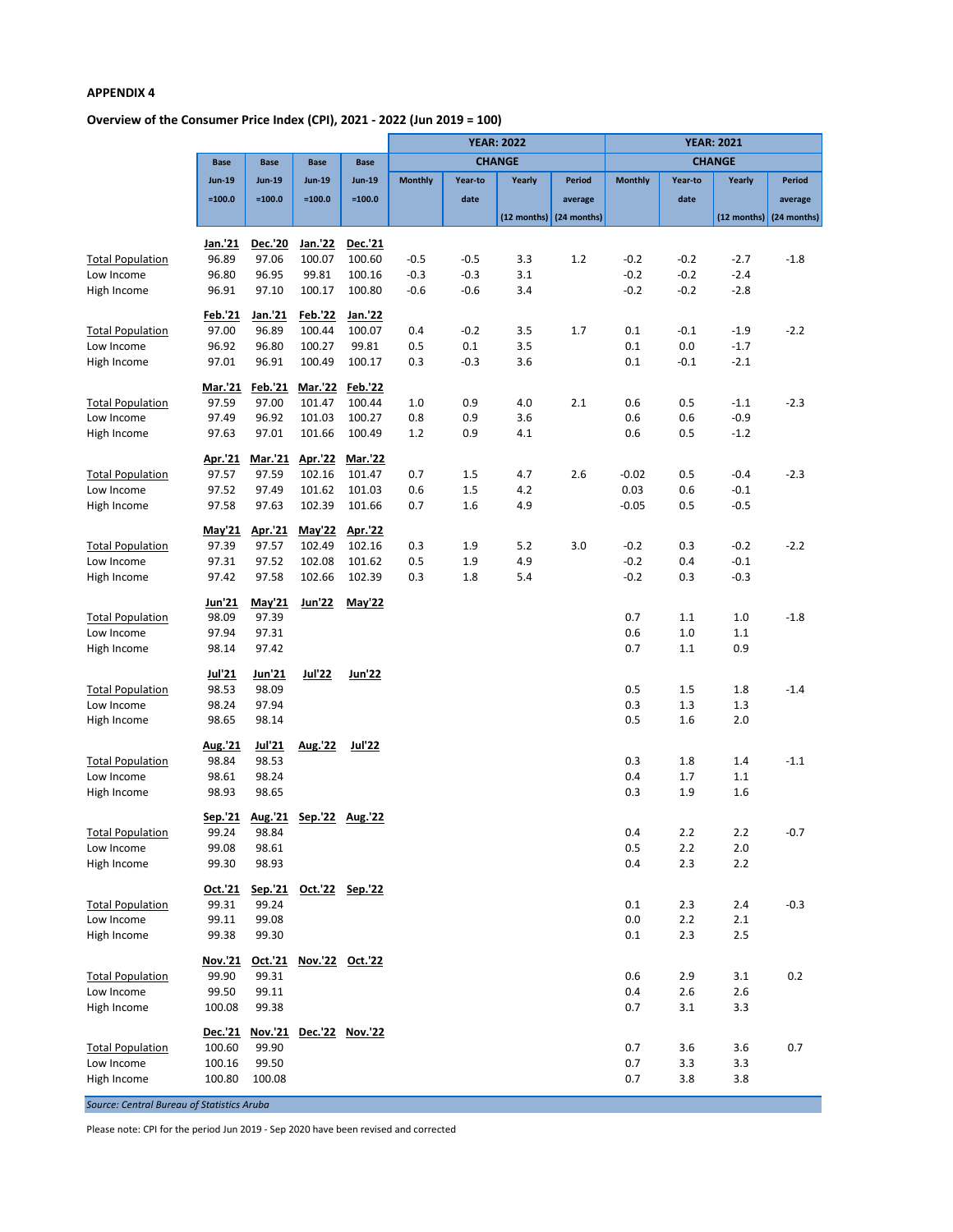**APPENDIX 4**

**Overview of the Consumer Price Index (CPI), 2021 - 2022 (Jun 2019 = 100)**

| | Base Jun-19 =100.0 | Base Jun-19 =100.0 | Base Jun-19 =100.0 | Base Jun-19 =100.0 | YEAR: 2022 CHANGE Monthly | YEAR: 2022 CHANGE Year-to date | YEAR: 2022 CHANGE Yearly (12 months) | YEAR: 2022 CHANGE Period average (24 months) | YEAR: 2021 CHANGE Monthly | YEAR: 2021 CHANGE Year-to date | YEAR: 2021 CHANGE Yearly (12 months) | YEAR: 2021 CHANGE Period average (24 months) |
|---|---|---|---|---|---|---|---|---|---|---|---|---|
| | **Jan.'21** | **Dec.'20** | **Jan.'22** | **Dec.'21** | | | | | | | | |
| Total Population | 96.89 | 97.06 | 100.07 | 100.60 | -0.5 | -0.5 | 3.3 | 1.2 | -0.2 | -0.2 | -2.7 | -1.8 |
| Low Income | 96.80 | 96.95 | 99.81 | 100.16 | -0.3 | -0.3 | 3.1 | | -0.2 | -0.2 | -2.4 | |
| High Income | 96.91 | 97.10 | 100.17 | 100.80 | -0.6 | -0.6 | 3.4 | | -0.2 | -0.2 | -2.8 | |
| | **Feb.'21** | **Jan.'21** | **Feb.'22** | **Jan.'22** | | | | | | | | |
| Total Population | 97.00 | 96.89 | 100.44 | 100.07 | 0.4 | -0.2 | 3.5 | 1.7 | 0.1 | -0.1 | -1.9 | -2.2 |
| Low Income | 96.92 | 96.80 | 100.27 | 99.81 | 0.5 | 0.1 | 3.5 | | 0.1 | 0.0 | -1.7 | |
| High Income | 97.01 | 96.91 | 100.49 | 100.17 | 0.3 | -0.3 | 3.6 | | 0.1 | -0.1 | -2.1 | |
| | **Mar.'21** | **Feb.'21** | **Mar.'22** | **Feb.'22** | | | | | | | | |
| Total Population | 97.59 | 97.00 | 101.47 | 100.44 | 1.0 | 0.9 | 4.0 | 2.1 | 0.6 | 0.5 | -1.1 | -2.3 |
| Low Income | 97.49 | 96.92 | 101.03 | 100.27 | 0.8 | 0.9 | 3.6 | | 0.6 | 0.6 | -0.9 | |
| High Income | 97.63 | 97.01 | 101.66 | 100.49 | 1.2 | 0.9 | 4.1 | | 0.6 | 0.5 | -1.2 | |
| | **Apr.'21** | **Mar.'21** | **Apr.'22** | **Mar.'22** | | | | | | | | |
| Total Population | 97.57 | 97.59 | 102.16 | 101.47 | 0.7 | 1.5 | 4.7 | 2.6 | -0.02 | 0.5 | -0.4 | -2.3 |
| Low Income | 97.52 | 97.49 | 101.62 | 101.03 | 0.6 | 1.5 | 4.2 | | 0.03 | 0.6 | -0.1 | |
| High Income | 97.58 | 97.63 | 102.39 | 101.66 | 0.7 | 1.6 | 4.9 | | -0.05 | 0.5 | -0.5 | |
| | **May'21** | **Apr.'21** | **May'22** | **Apr.'22** | | | | | | | | |
| Total Population | 97.39 | 97.57 | 102.49 | 102.16 | 0.3 | 1.9 | 5.2 | 3.0 | -0.2 | 0.3 | -0.2 | -2.2 |
| Low Income | 97.31 | 97.52 | 102.08 | 101.62 | 0.5 | 1.9 | 4.9 | | -0.2 | 0.4 | -0.1 | |
| High Income | 97.42 | 97.58 | 102.66 | 102.39 | 0.3 | 1.8 | 5.4 | | -0.2 | 0.3 | -0.3 | |
| | **Jun'21** | **May'21** | **Jun'22** | **May'22** | | | | | | | | |
| Total Population | 98.09 | 97.39 | | | | | | | 0.7 | 1.1 | 1.0 | -1.8 |
| Low Income | 97.94 | 97.31 | | | | | | | 0.6 | 1.0 | 1.1 | |
| High Income | 98.14 | 97.42 | | | | | | | 0.7 | 1.1 | 0.9 | |
| | **Jul'21** | **Jun'21** | **Jul'22** | **Jun'22** | | | | | | | | |
| Total Population | 98.53 | 98.09 | | | | | | | 0.5 | 1.5 | 1.8 | -1.4 |
| Low Income | 98.24 | 97.94 | | | | | | | 0.3 | 1.3 | 1.3 | |
| High Income | 98.65 | 98.14 | | | | | | | 0.5 | 1.6 | 2.0 | |
| | **Aug.'21** | **Jul'21** | **Aug.'22** | **Jul'22** | | | | | | | | |
| Total Population | 98.84 | 98.53 | | | | | | | 0.3 | 1.8 | 1.4 | -1.1 |
| Low Income | 98.61 | 98.24 | | | | | | | 0.4 | 1.7 | 1.1 | |
| High Income | 98.93 | 98.65 | | | | | | | 0.3 | 1.9 | 1.6 | |
| | **Sep.'21** | **Aug.'21** | **Sep.'22** | **Aug.'22** | | | | | | | | |
| Total Population | 99.24 | 98.84 | | | | | | | 0.4 | 2.2 | 2.2 | -0.7 |
| Low Income | 99.08 | 98.61 | | | | | | | 0.5 | 2.2 | 2.0 | |
| High Income | 99.30 | 98.93 | | | | | | | 0.4 | 2.3 | 2.2 | |
| | **Oct.'21** | **Sep.'21** | **Oct.'22** | **Sep.'22** | | | | | | | | |
| Total Population | 99.31 | 99.24 | | | | | | | 0.1 | 2.3 | 2.4 | -0.3 |
| Low Income | 99.11 | 99.08 | | | | | | | 0.0 | 2.2 | 2.1 | |
| High Income | 99.38 | 99.30 | | | | | | | 0.1 | 2.3 | 2.5 | |
| | **Nov.'21** | **Oct.'21** | **Nov.'22** | **Oct.'22** | | | | | | | | |
| Total Population | 99.90 | 99.31 | | | | | | | 0.6 | 2.9 | 3.1 | 0.2 |
| Low Income | 99.50 | 99.11 | | | | | | | 0.4 | 2.6 | 2.6 | |
| High Income | 100.08 | 99.38 | | | | | | | 0.7 | 3.1 | 3.3 | |
| | **Dec.'21** | **Nov.'21** | **Dec.'22** | **Nov.'22** | | | | | | | | |
| Total Population | 100.60 | 99.90 | | | | | | | 0.7 | 3.6 | 3.6 | 0.7 |
| Low Income | 100.16 | 99.50 | | | | | | | 0.7 | 3.3 | 3.3 | |
| High Income | 100.80 | 100.08 | | | | | | | 0.7 | 3.8 | 3.8 | |

*Source: Central Bureau of Statistics Aruba*

Please note: CPI for the period Jun 2019 - Sep 2020 have been revised and corrected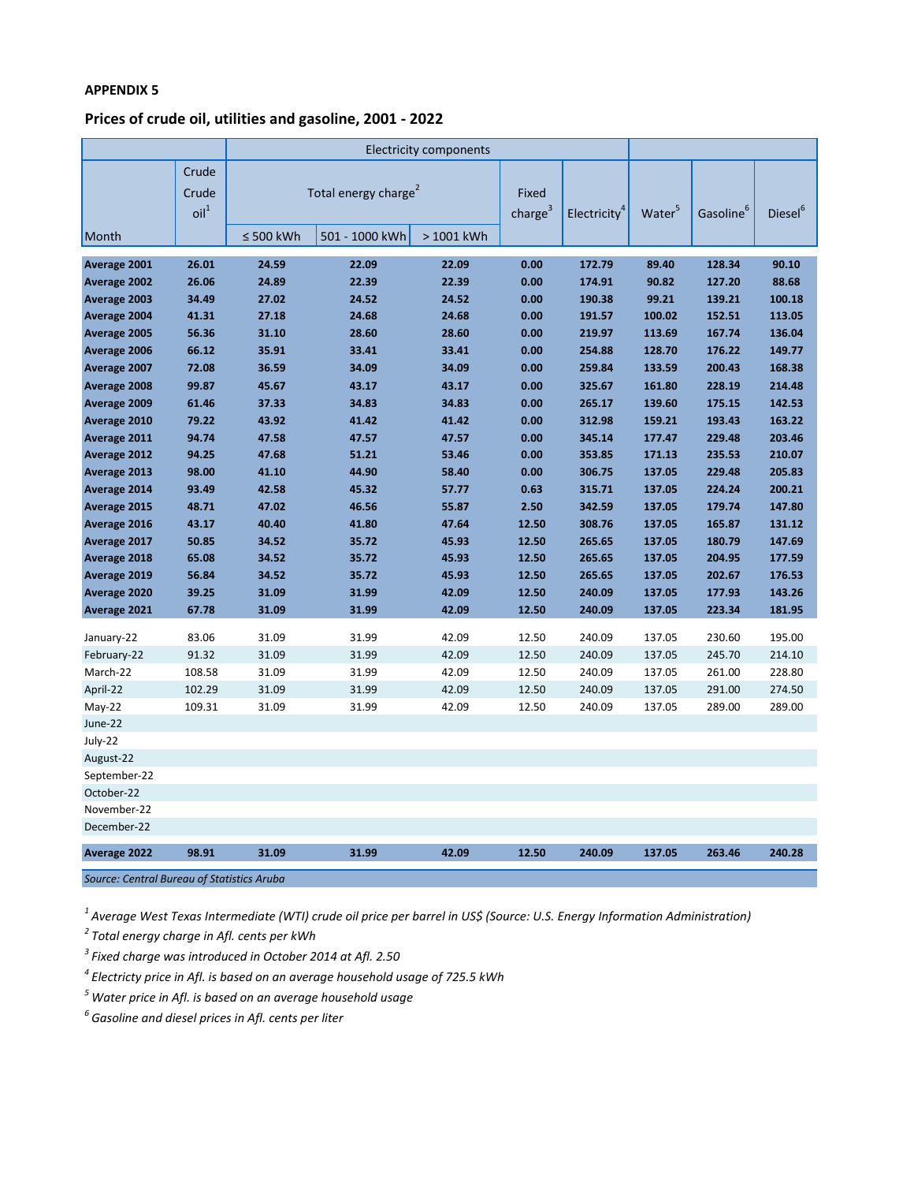**APPENDIX 5**

## Prices of crude oil, utilities and gasoline, 2001 - 2022

| | | Electricity components | | | | | | | | |
|---|---|---|---|---|---|---|---|---|---|---|
| | Crude Crude oil[1] | Total energy charge[2] | | | Fixed charge[3] | Electricity[4] | Water[5] | Gasoline[6] | Diesel[6] |
| Month | | ≤ 500 kWh | 501 - 1000 kWh | > 1001 kWh | | | | | |
| **Average 2001** | **26.01** | **24.59** | **22.09** | **22.09** | **0.00** | **172.79** | **89.40** | **128.34** | **90.10** |
| **Average 2002** | **26.06** | **24.89** | **22.39** | **22.39** | **0.00** | **174.91** | **90.82** | **127.20** | **88.68** |
| **Average 2003** | **34.49** | **27.02** | **24.52** | **24.52** | **0.00** | **190.38** | **99.21** | **139.21** | **100.18** |
| **Average 2004** | **41.31** | **27.18** | **24.68** | **24.68** | **0.00** | **191.57** | **100.02** | **152.51** | **113.05** |
| **Average 2005** | **56.36** | **31.10** | **28.60** | **28.60** | **0.00** | **219.97** | **113.69** | **167.74** | **136.04** |
| **Average 2006** | **66.12** | **35.91** | **33.41** | **33.41** | **0.00** | **254.88** | **128.70** | **176.22** | **149.77** |
| **Average 2007** | **72.08** | **36.59** | **34.09** | **34.09** | **0.00** | **259.84** | **133.59** | **200.43** | **168.38** |
| **Average 2008** | **99.87** | **45.67** | **43.17** | **43.17** | **0.00** | **325.67** | **161.80** | **228.19** | **214.48** |
| **Average 2009** | **61.46** | **37.33** | **34.83** | **34.83** | **0.00** | **265.17** | **139.60** | **175.15** | **142.53** |
| **Average 2010** | **79.22** | **43.92** | **41.42** | **41.42** | **0.00** | **312.98** | **159.21** | **193.43** | **163.22** |
| **Average 2011** | **94.74** | **47.58** | **47.57** | **47.57** | **0.00** | **345.14** | **177.47** | **229.48** | **203.46** |
| **Average 2012** | **94.25** | **47.68** | **51.21** | **53.46** | **0.00** | **353.85** | **171.13** | **235.53** | **210.07** |
| **Average 2013** | **98.00** | **41.10** | **44.90** | **58.40** | **0.00** | **306.75** | **137.05** | **229.48** | **205.83** |
| **Average 2014** | **93.49** | **42.58** | **45.32** | **57.77** | **0.63** | **315.71** | **137.05** | **224.24** | **200.21** |
| **Average 2015** | **48.71** | **47.02** | **46.56** | **55.87** | **2.50** | **342.59** | **137.05** | **179.74** | **147.80** |
| **Average 2016** | **43.17** | **40.40** | **41.80** | **47.64** | **12.50** | **308.76** | **137.05** | **165.87** | **131.12** |
| **Average 2017** | **50.85** | **34.52** | **35.72** | **45.93** | **12.50** | **265.65** | **137.05** | **180.79** | **147.69** |
| **Average 2018** | **65.08** | **34.52** | **35.72** | **45.93** | **12.50** | **265.65** | **137.05** | **204.95** | **177.59** |
| **Average 2019** | **56.84** | **34.52** | **35.72** | **45.93** | **12.50** | **265.65** | **137.05** | **202.67** | **176.53** |
| **Average 2020** | **39.25** | **31.09** | **31.99** | **42.09** | **12.50** | **240.09** | **137.05** | **177.93** | **143.26** |
| **Average 2021** | **67.78** | **31.09** | **31.99** | **42.09** | **12.50** | **240.09** | **137.05** | **223.34** | **181.95** |
| January-22 | 83.06 | 31.09 | 31.99 | 42.09 | 12.50 | 240.09 | 137.05 | 230.60 | 195.00 |
| February-22 | 91.32 | 31.09 | 31.99 | 42.09 | 12.50 | 240.09 | 137.05 | 245.70 | 214.10 |
| March-22 | 108.58 | 31.09 | 31.99 | 42.09 | 12.50 | 240.09 | 137.05 | 261.00 | 228.80 |
| April-22 | 102.29 | 31.09 | 31.99 | 42.09 | 12.50 | 240.09 | 137.05 | 291.00 | 274.50 |
| May-22 | 109.31 | 31.09 | 31.99 | 42.09 | 12.50 | 240.09 | 137.05 | 289.00 | 289.00 |
| June-22 | | | | | | | | | |
| July-22 | | | | | | | | | |
| August-22 | | | | | | | | | |
| September-22 | | | | | | | | | |
| October-22 | | | | | | | | | |
| November-22 | | | | | | | | | |
| December-22 | | | | | | | | | |
| **Average 2022** | **98.91** | **31.09** | **31.99** | **42.09** | **12.50** | **240.09** | **137.05** | **263.46** | **240.28** |

*Source: Central Bureau of Statistics Aruba*

[1] *Average West Texas Intermediate (WTI) crude oil price per barrel in US$ (Source: U.S. Energy Information Administration)*

[2] *Total energy charge in Afl. cents per kWh*

[3] *Fixed charge was introduced in October 2014 at Afl. 2.50*

[4] *Electricty price in Afl. is based on an average household usage of 725.5 kWh*

[5] *Water price in Afl. is based on an average household usage*

[6] *Gasoline and diesel prices in Afl. cents per liter*